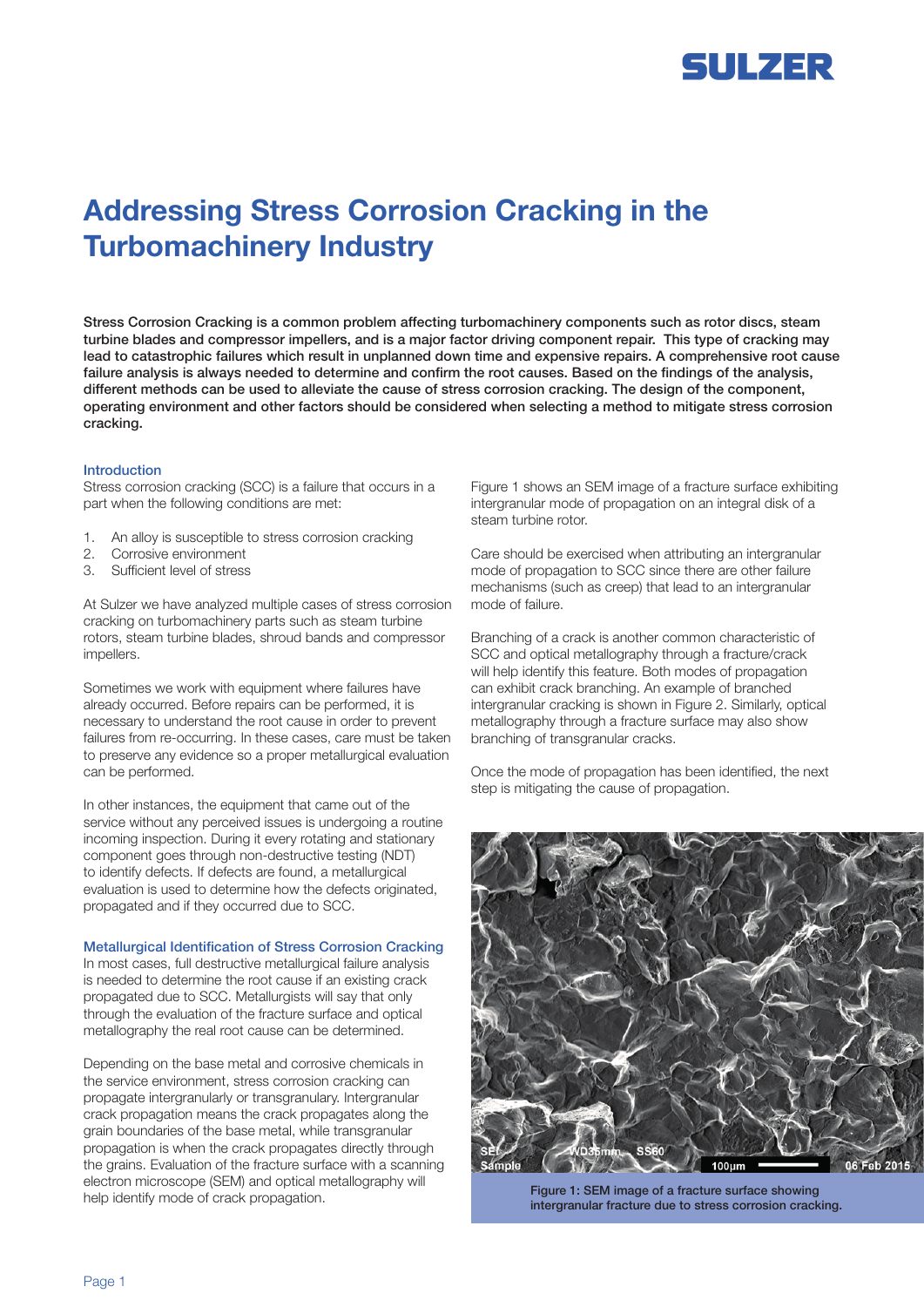# Addressing Stress Corrosion Cracking in the Turbomachinery Industry

**Stress Corrosion Cracking is a common problem affecting turbomachinery components such as rotor discs, steam turbine blades and compressor impellers, and is a major factor driving component repair. This type of cracking may lead to catastrophic failures which result in unplanned down time and expensive repairs. A comprehensive root cause failure analysis is always needed to determine and confirm the root causes. Based on the findings of the analysis, different methods can be used to alleviate the cause of stress corrosion cracking. The design of the component, operating environment and other factors should be considered when selecting a method to mitigate stress corrosion cracking.**

## Introduction

Stress corrosion cracking (SCC) is a failure that occurs in a part when the following conditions are met:

1. An alloy is susceptible to stress corrosion cracking
2. Corrosive environment
3. Sufficient level of stress

At Sulzer we have analyzed multiple cases of stress corrosion cracking on turbomachinery parts such as steam turbine rotors, steam turbine blades, shroud bands and compressor impellers.

Sometimes we work with equipment where failures have already occurred. Before repairs can be performed, it is necessary to understand the root cause in order to prevent failures from re-occurring. In these cases, care must be taken to preserve any evidence so a proper metallurgical evaluation can be performed.

In other instances, the equipment that came out of the service without any perceived issues is undergoing a routine incoming inspection. During it every rotating and stationary component goes through non-destructive testing (NDT) to identify defects. If defects are found, a metallurgical evaluation is used to determine how the defects originated, propagated and if they occurred due to SCC.

## Metallurgical Identification of Stress Corrosion Cracking

In most cases, full destructive metallurgical failure analysis is needed to determine the root cause if an existing crack propagated due to SCC. Metallurgists will say that only through the evaluation of the fracture surface and optical metallography the real root cause can be determined.

Depending on the base metal and corrosive chemicals in the service environment, stress corrosion cracking can propagate intergranularly or transgranularly. Intergranular crack propagation means the crack propagates along the grain boundaries of the base metal, while transgranular propagation is when the crack propagates directly through the grains. Evaluation of the fracture surface with a scanning electron microscope (SEM) and optical metallography will help identify mode of crack propagation.

Figure 1 shows an SEM image of a fracture surface exhibiting intergranular mode of propagation on an integral disk of a steam turbine rotor.

Care should be exercised when attributing an intergranular mode of propagation to SCC since there are other failure mechanisms (such as creep) that lead to an intergranular mode of failure.

Branching of a crack is another common characteristic of SCC and optical metallography through a fracture/crack will help identify this feature. Both modes of propagation can exhibit crack branching. An example of branched intergranular cracking is shown in Figure 2. Similarly, optical metallography through a fracture surface may also show branching of transgranular cracks.

Once the mode of propagation has been identified, the next step is mitigating the cause of propagation.

**Figure 1: SEM image of a fracture surface showing intergranular fracture due to stress corrosion cracking.**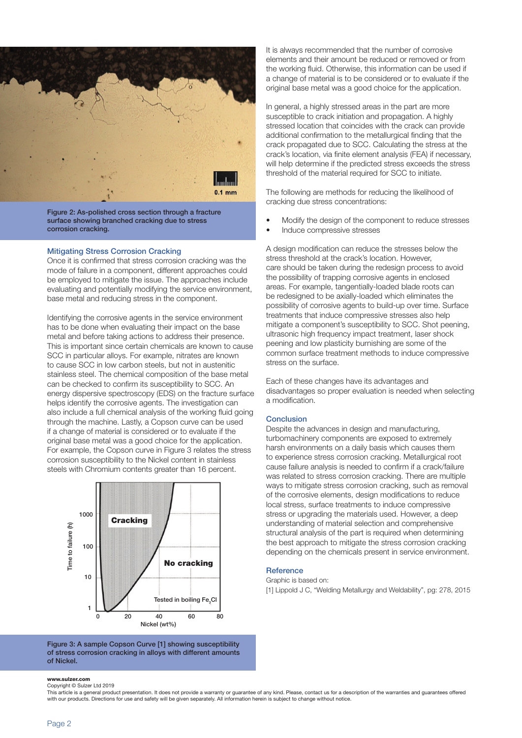0.1 mm

Figure 2: As-polished cross section through a fracture surface showing branched cracking due to stress corrosion cracking.

### Mitigating Stress Corrosion Cracking

Once it is confirmed that stress corrosion cracking was the mode of failure in a component, different approaches could be employed to mitigate the issue. The approaches include evaluating and potentially modifying the service environment, base metal and reducing stress in the component.

Identifying the corrosive agents in the service environment has to be done when evaluating their impact on the base metal and before taking actions to address their presence. This is important since certain chemicals are known to cause SCC in particular alloys. For example, nitrates are known to cause SCC in low carbon steels, but not in austenitic stainless steel. The chemical composition of the base metal can be checked to confirm its susceptibility to SCC. An energy dispersive spectroscopy (EDS) on the fracture surface helps identify the corrosive agents. The investigation can also include a full chemical analysis of the working fluid going through the machine. Lastly, a Copson curve can be used if a change of material is considered or to evaluate if the original base metal was a good choice for the application. For example, the Copson curve in Figure 3 relates the stress corrosion susceptibility to the Nickel content in stainless steels with Chromium contents greater than 16 percent.

Time to failure (h)
1000
100
10
1
Cracking
No cracking
Tested in boiling $Fe_3Cl$
0
20
40
60
80
Nickel (wt%)

Figure 3: A sample Copson Curve [1] showing susceptibility of stress corrosion cracking in alloys with different amounts of Nickel.

It is always recommended that the number of corrosive elements and their amount be reduced or removed from the working fluid. Otherwise, this information can be used if a change of material is to be considered or to evaluate if the original base metal was a good choice for the application.

In general, a highly stressed areas in the part are more susceptible to crack initiation and propagation. A highly stressed location that coincides with the crack can provide additional confirmation to the metallurgical finding that the crack propagated due to SCC. Calculating the stress at the crack's location, via finite element analysis (FEA) if necessary, will help determine if the predicted stress exceeds the stress threshold of the material required for SCC to initiate.

The following are methods for reducing the likelihood of cracking due stress concentrations:

- Modify the design of the component to reduce stresses
- Induce compressive stresses

A design modification can reduce the stresses below the stress threshold at the crack's location. However, care should be taken during the redesign process to avoid the possibility of trapping corrosive agents in enclosed areas. For example, tangentially-loaded blade roots can be redesigned to be axially-loaded which eliminates the possibility of corrosive agents to build-up over time. Surface treatments that induce compressive stresses also help mitigate a component's susceptibility to SCC. Shot peening, ultrasonic high frequency impact treatment, laser shock peening and low plasticity burnishing are some of the common surface treatment methods to induce compressive stress on the surface.

Each of these changes have its advantages and disadvantages so proper evaluation is needed when selecting a modification.

### Conclusion

Despite the advances in design and manufacturing, turbomachinery components are exposed to extremely harsh environments on a daily basis which causes them to experience stress corrosion cracking. Metallurgical root cause failure analysis is needed to confirm if a crack/failure was related to stress corrosion cracking. There are multiple ways to mitigate stress corrosion cracking, such as removal of the corrosive elements, design modifications to reduce local stress, surface treatments to induce compressive stress or upgrading the materials used. However, a deep understanding of material selection and comprehensive structural analysis of the part is required when determining the best approach to mitigate the stress corrosion cracking depending on the chemicals present in service environment.

### Reference

Graphic is based on:

[1] Lippold J C, "Welding Metallurgy and Weldability", pg: 278, 2015

**www.sulzer.com**
Copyright © Sulzer Ltd 2019
This article is a general product presentation. It does not provide a warranty or guarantee of any kind. Please, contact us for a description of the warranties and guarantees offered with our products. Directions for use and safety will be given separately. All information herein is subject to change without notice.